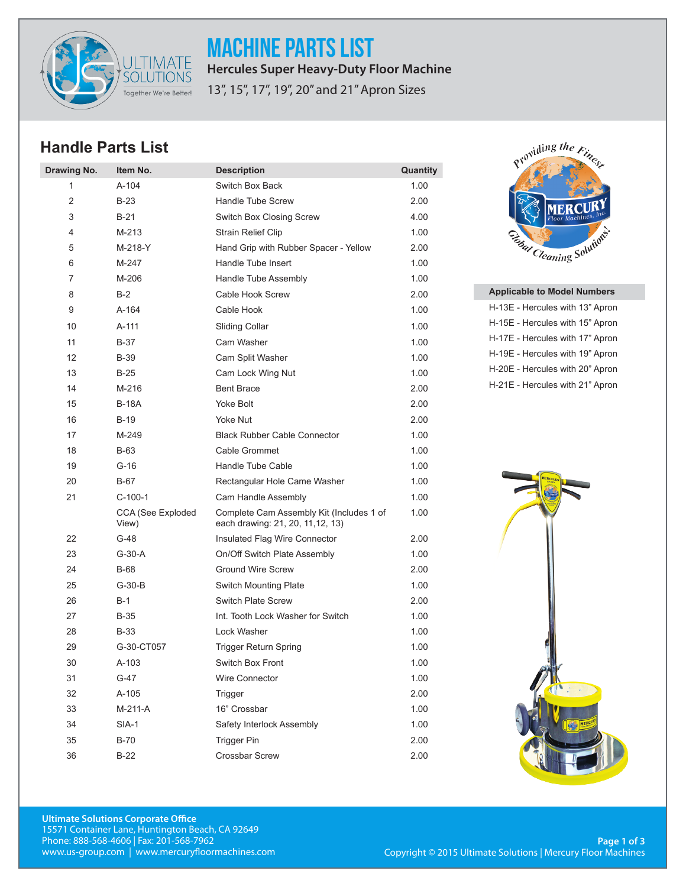# MACHINE PARTS LIST

**Hercules Super Heavy-Duty Floor Machine**

13", 15", 17", 19", 20" and 21" Apron Sizes

## Handle Parts List

| Drawing No. | Item No. | Description | Quantity |
|---|---|---|---|
| 1 | A-104 | Switch Box Back | 1.00 |
| 2 | B-23 | Handle Tube Screw | 2.00 |
| 3 | B-21 | Switch Box Closing Screw | 4.00 |
| 4 | M-213 | Strain Relief Clip | 1.00 |
| 5 | M-218-Y | Hand Grip with Rubber Spacer - Yellow | 2.00 |
| 6 | M-247 | Handle Tube Insert | 1.00 |
| 7 | M-206 | Handle Tube Assembly | 1.00 |
| 8 | B-2 | Cable Hook Screw | 2.00 |
| 9 | A-164 | Cable Hook | 1.00 |
| 10 | A-111 | Sliding Collar | 1.00 |
| 11 | B-37 | Cam Washer | 1.00 |
| 12 | B-39 | Cam Split Washer | 1.00 |
| 13 | B-25 | Cam Lock Wing Nut | 1.00 |
| 14 | M-216 | Bent Brace | 2.00 |
| 15 | B-18A | Yoke Bolt | 2.00 |
| 16 | B-19 | Yoke Nut | 2.00 |
| 17 | M-249 | Black Rubber Cable Connector | 1.00 |
| 18 | B-63 | Cable Grommet | 1.00 |
| 19 | G-16 | Handle Tube Cable | 1.00 |
| 20 | B-67 | Rectangular Hole Came Washer | 1.00 |
| 21 | C-100-1 | Cam Handle Assembly | 1.00 |
| | CCA (See Exploded View) | Complete Cam Assembly Kit (Includes 1 of each drawing: 21, 20, 11,12, 13) | 1.00 |
| 22 | G-48 | Insulated Flag Wire Connector | 2.00 |
| 23 | G-30-A | On/Off Switch Plate Assembly | 1.00 |
| 24 | B-68 | Ground Wire Screw | 2.00 |
| 25 | G-30-B | Switch Mounting Plate | 1.00 |
| 26 | B-1 | Switch Plate Screw | 2.00 |
| 27 | B-35 | Int. Tooth Lock Washer for Switch | 1.00 |
| 28 | B-33 | Lock Washer | 1.00 |
| 29 | G-30-CT057 | Trigger Return Spring | 1.00 |
| 30 | A-103 | Switch Box Front | 1.00 |
| 31 | G-47 | Wire Connector | 1.00 |
| 32 | A-105 | Trigger | 2.00 |
| 33 | M-211-A | 16" Crossbar | 1.00 |
| 34 | SIA-1 | Safety Interlock Assembly | 1.00 |
| 35 | B-70 | Trigger Pin | 2.00 |
| 36 | B-22 | Crossbar Screw | 2.00 |

| Applicable to Model Numbers |
|---|
| H-13E - Hercules with 13" Apron |
| H-15E - Hercules with 15" Apron |
| H-17E - Hercules with 17" Apron |
| H-19E - Hercules with 19" Apron |
| H-20E - Hercules with 20" Apron |
| H-21E - Hercules with 21" Apron |

**Ultimate Solutions Corporate Office**
15571 Container Lane, Huntington Beach, CA 92649
Phone: 888-568-4606 | Fax: 201-568-7962
www.us-group.com | www.mercuryfloormachines.com

Copyright © 2015 Ultimate Solutions | Mercury Floor Machines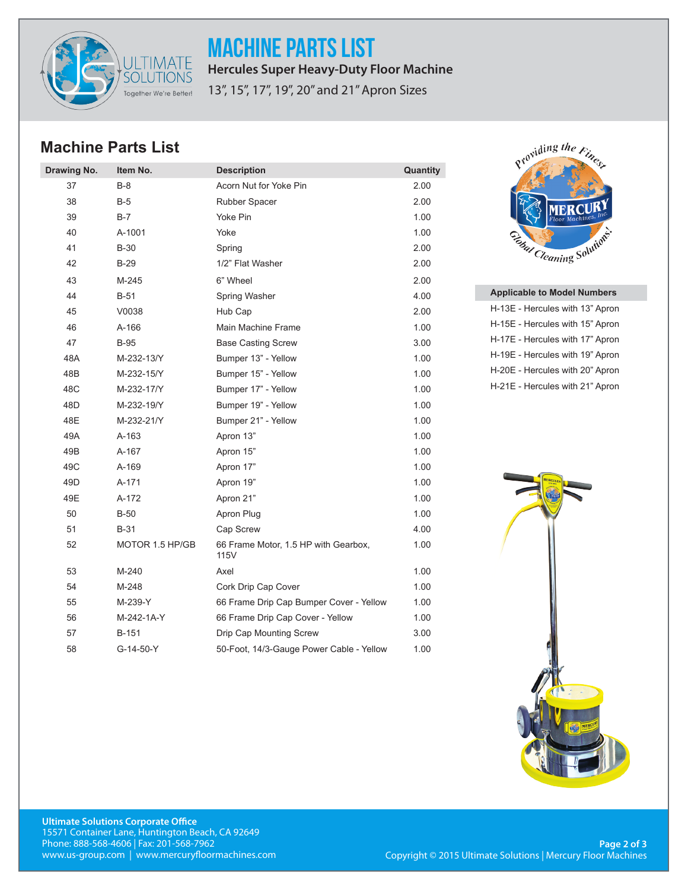# MACHINE PARTS LIST

**Hercules Super Heavy-Duty Floor Machine**

13", 15", 17", 19", 20" and 21" Apron Sizes

## Machine Parts List

| Drawing No. | Item No. | Description | Quantity |
|---|---|---|---|
| 37 | B-8 | Acorn Nut for Yoke Pin | 2.00 |
| 38 | B-5 | Rubber Spacer | 2.00 |
| 39 | B-7 | Yoke Pin | 1.00 |
| 40 | A-1001 | Yoke | 1.00 |
| 41 | B-30 | Spring | 2.00 |
| 42 | B-29 | 1/2" Flat Washer | 2.00 |
| 43 | M-245 | 6" Wheel | 2.00 |
| 44 | B-51 | Spring Washer | 4.00 |
| 45 | V0038 | Hub Cap | 2.00 |
| 46 | A-166 | Main Machine Frame | 1.00 |
| 47 | B-95 | Base Casting Screw | 3.00 |
| 48A | M-232-13/Y | Bumper 13" - Yellow | 1.00 |
| 48B | M-232-15/Y | Bumper 15" - Yellow | 1.00 |
| 48C | M-232-17/Y | Bumper 17" - Yellow | 1.00 |
| 48D | M-232-19/Y | Bumper 19" - Yellow | 1.00 |
| 48E | M-232-21/Y | Bumper 21" - Yellow | 1.00 |
| 49A | A-163 | Apron 13" | 1.00 |
| 49B | A-167 | Apron 15" | 1.00 |
| 49C | A-169 | Apron 17" | 1.00 |
| 49D | A-171 | Apron 19" | 1.00 |
| 49E | A-172 | Apron 21" | 1.00 |
| 50 | B-50 | Apron Plug | 1.00 |
| 51 | B-31 | Cap Screw | 4.00 |
| 52 | MOTOR 1.5 HP/GB | 66 Frame Motor, 1.5 HP with Gearbox, 115V | 1.00 |
| 53 | M-240 | Axel | 1.00 |
| 54 | M-248 | Cork Drip Cap Cover | 1.00 |
| 55 | M-239-Y | 66 Frame Drip Cap Bumper Cover - Yellow | 1.00 |
| 56 | M-242-1A-Y | 66 Frame Drip Cap Cover - Yellow | 1.00 |
| 57 | B-151 | Drip Cap Mounting Screw | 3.00 |
| 58 | G-14-50-Y | 50-Foot, 14/3-Gauge Power Cable - Yellow | 1.00 |

| Applicable to Model Numbers |
|---|
| H-13E - Hercules with 13" Apron |
| H-15E - Hercules with 15" Apron |
| H-17E - Hercules with 17" Apron |
| H-19E - Hercules with 19" Apron |
| H-20E - Hercules with 20" Apron |
| H-21E - Hercules with 21" Apron |

**Ultimate Solutions Corporate Office**
15571 Container Lane, Huntington Beach, CA 92649
Phone: 888-568-4606 | Fax: 201-568-7962
www.us-group.com | www.mercuryfloormachines.com

Copyright © 2015 Ultimate Solutions | Mercury Floor Machines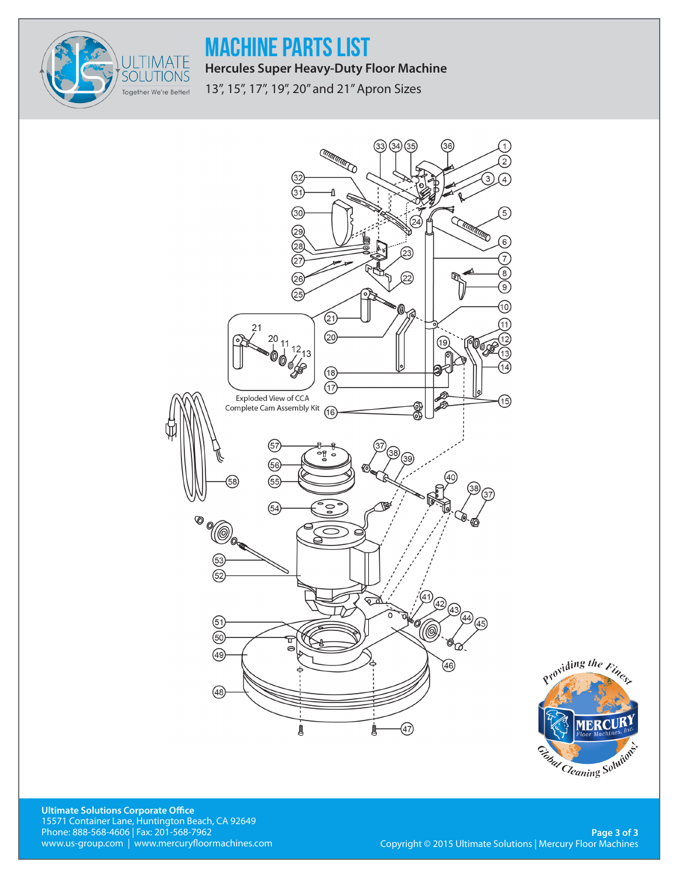# MACHINE PARTS LIST

**Hercules Super Heavy-Duty Floor Machine**

13", 15", 17", 19", 20" and 21" Apron Sizes

Exploded View of CCA Complete Cam Assembly Kit

**Ultimate Solutions Corporate Office**
15571 Container Lane, Huntington Beach, CA 92649
Phone: 888-568-4606 | Fax: 201-568-7962
www.us-group.com | www.mercuryfloormachines.com

Copyright © 2015 Ultimate Solutions | Mercury Floor Machines